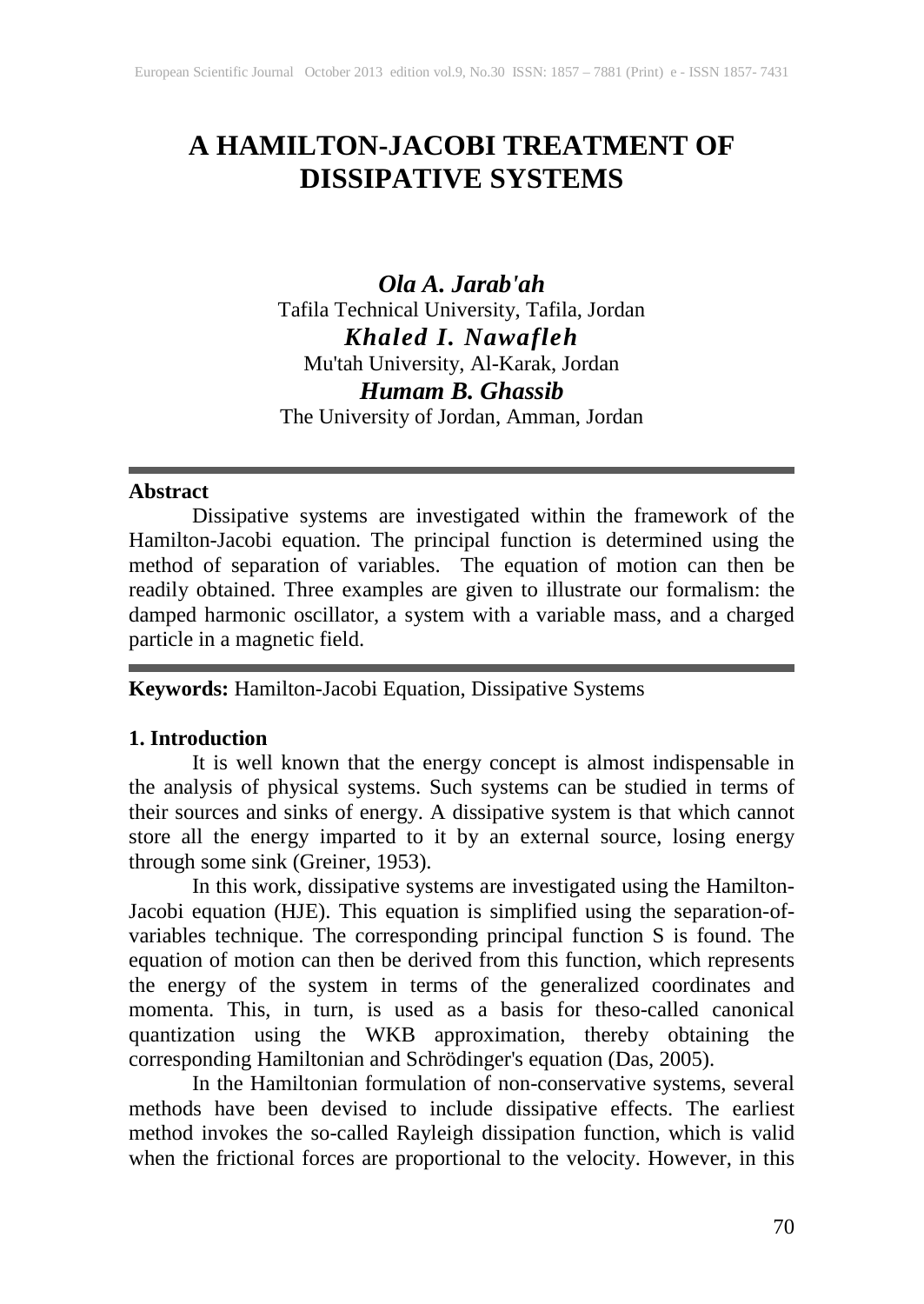# A HAMILTON-JACOBI TREATMENT OF DISSIPATIVE SYSTEMS

***Ola A. Jarab'ah***
Tafila Technical University, Tafila, Jordan

***Khaled I. Nawafleh***
Mu'tah University, Al-Karak, Jordan

***Humam B. Ghassib***
The University of Jordan, Amman, Jordan

---

**Abstract**

Dissipative systems are investigated within the framework of the Hamilton-Jacobi equation. The principal function is determined using the method of separation of variables. The equation of motion can then be readily obtained. Three examples are given to illustrate our formalism: the damped harmonic oscillator, a system with a variable mass, and a charged particle in a magnetic field.

---

**Keywords:** Hamilton-Jacobi Equation, Dissipative Systems

## 1. Introduction

It is well known that the energy concept is almost indispensable in the analysis of physical systems. Such systems can be studied in terms of their sources and sinks of energy. A dissipative system is that which cannot store all the energy imparted to it by an external source, losing energy through some sink (Greiner, 1953).

In this work, dissipative systems are investigated using the Hamilton-Jacobi equation (HJE). This equation is simplified using the separation-of-variables technique. The corresponding principal function S is found. The equation of motion can then be derived from this function, which represents the energy of the system in terms of the generalized coordinates and momenta. This, in turn, is used as a basis for theso-called canonical quantization using the WKB approximation, thereby obtaining the corresponding Hamiltonian and Schrödinger's equation (Das, 2005).

In the Hamiltonian formulation of non-conservative systems, several methods have been devised to include dissipative effects. The earliest method invokes the so-called Rayleigh dissipation function, which is valid when the frictional forces are proportional to the velocity. However, in this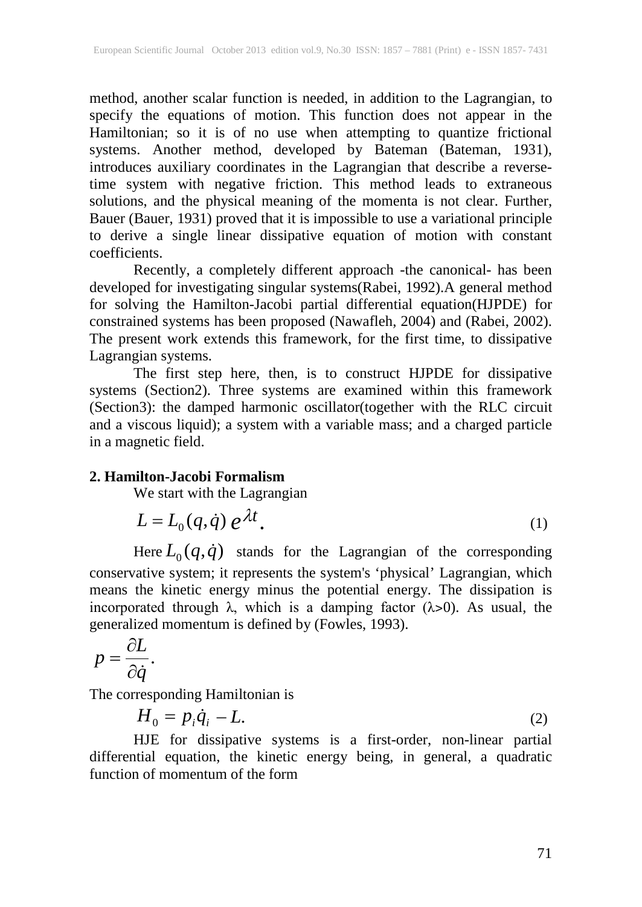method, another scalar function is needed, in addition to the Lagrangian, to specify the equations of motion. This function does not appear in the Hamiltonian; so it is of no use when attempting to quantize frictional systems. Another method, developed by Bateman (Bateman, 1931), introduces auxiliary coordinates in the Lagrangian that describe a reverse-time system with negative friction. This method leads to extraneous solutions, and the physical meaning of the momenta is not clear. Further, Bauer (Bauer, 1931) proved that it is impossible to use a variational principle to derive a single linear dissipative equation of motion with constant coefficients.

Recently, a completely different approach -the canonical- has been developed for investigating singular systems(Rabei, 1992).A general method for solving the Hamilton-Jacobi partial differential equation(HJPDE) for constrained systems has been proposed (Nawafleh, 2004) and (Rabei, 2002). The present work extends this framework, for the first time, to dissipative Lagrangian systems.

The first step here, then, is to construct HJPDE for dissipative systems (Section2). Three systems are examined within this framework (Section3): the damped harmonic oscillator(together with the RLC circuit and a viscous liquid); a system with a variable mass; and a charged particle in a magnetic field.

## 2. Hamilton-Jacobi Formalism

We start with the Lagrangian

$$L = L_0(q, \dot{q})\, e^{\lambda t}. \tag{1}$$

Here $L_0(q, \dot{q})$ stands for the Lagrangian of the corresponding conservative system; it represents the system's 'physical' Lagrangian, which means the kinetic energy minus the potential energy. The dissipation is incorporated through $\lambda$, which is a damping factor ($\lambda > 0$). As usual, the generalized momentum is defined by (Fowles, 1993).

$$p = \frac{\partial L}{\partial \dot{q}}.$$

The corresponding Hamiltonian is

$$H_0 = p_i \dot{q}_i - L. \tag{2}$$

HJE for dissipative systems is a first-order, non-linear partial differential equation, the kinetic energy being, in general, a quadratic function of momentum of the form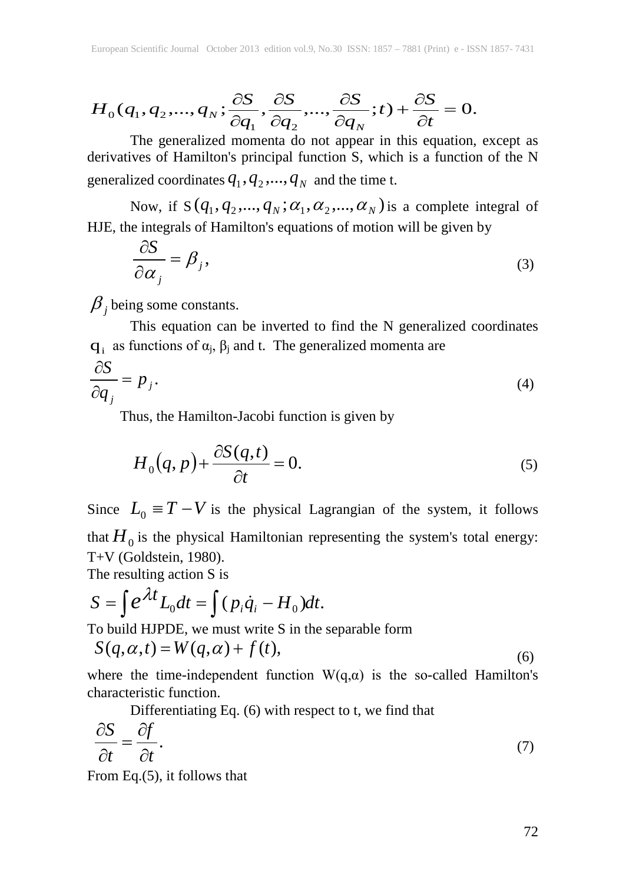$$H_0(q_1, q_2, ..., q_N; \frac{\partial S}{\partial q_1}, \frac{\partial S}{\partial q_2}, ..., \frac{\partial S}{\partial q_N}; t) + \frac{\partial S}{\partial t} = 0.$$

The generalized momenta do not appear in this equation, except as derivatives of Hamilton's principal function S, which is a function of the N generalized coordinates $q_1, q_2, ..., q_N$ and the time t.

Now, if $S(q_1, q_2, ..., q_N; \alpha_1, \alpha_2, ..., \alpha_N)$ is a complete integral of HJE, the integrals of Hamilton's equations of motion will be given by

$$\frac{\partial S}{\partial \alpha_j} = \beta_j, \tag{3}$$

$\beta_j$ being some constants.

This equation can be inverted to find the N generalized coordinates $q_i$ as functions of $\alpha_j$, $\beta_j$ and t. The generalized momenta are

$$\frac{\partial S}{\partial q_j} = p_j. \tag{4}$$

Thus, the Hamilton-Jacobi function is given by

$$H_0(q, p) + \frac{\partial S(q,t)}{\partial t} = 0. \tag{5}$$

Since $L_0 \equiv T - V$ is the physical Lagrangian of the system, it follows that $H_0$ is the physical Hamiltonian representing the system's total energy: T+V (Goldstein, 1980).

The resulting action S is

$$S = \int e^{\lambda t} L_0 dt = \int (p_i \dot{q}_i - H_0) dt.$$

To build HJPDE, we must write S in the separable form

$$S(q, \alpha, t) = W(q, \alpha) + f(t), \tag{6}$$

where the time-independent function $W(q,\alpha)$ is the so-called Hamilton's characteristic function.

Differentiating Eq. (6) with respect to t, we find that

$$\frac{\partial S}{\partial t} = \frac{\partial f}{\partial t}. \tag{7}$$

From Eq.(5), it follows that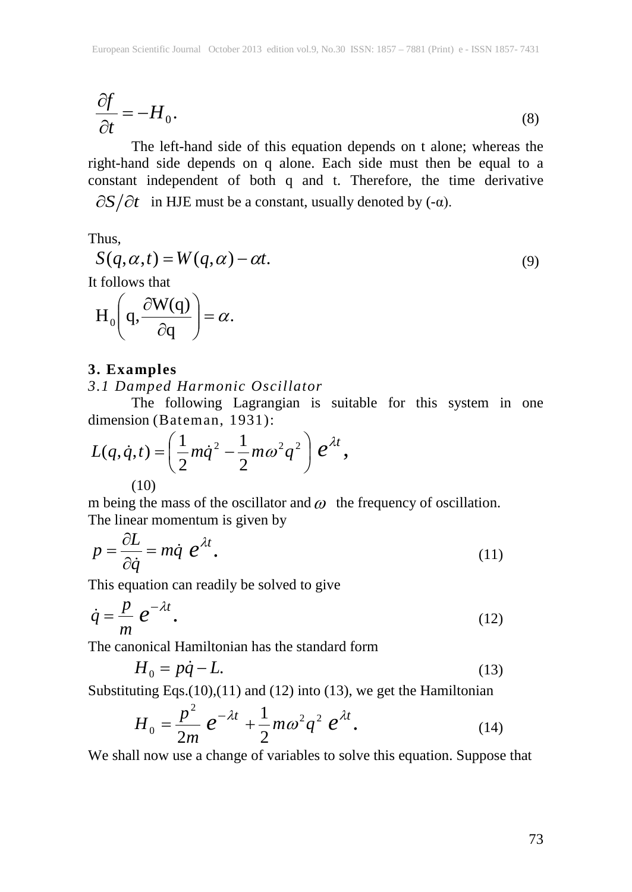$$\frac{\partial f}{\partial t} = -H_0. \tag{8}$$

The left-hand side of this equation depends on t alone; whereas the right-hand side depends on q alone. Each side must then be equal to a constant independent of both q and t. Therefore, the time derivative $\partial S/\partial t$ in HJE must be a constant, usually denoted by (-α).

Thus,

$$S(q,\alpha,t) = W(q,\alpha) - \alpha t. \tag{9}$$

It follows that

$$\mathrm{H}_0\left(\mathrm{q}, \frac{\partial \mathrm{W(q)}}{\partial \mathrm{q}}\right) = \alpha.$$

## 3. Examples

### *3.1 Damped Harmonic Oscillator*

The following Lagrangian is suitable for this system in one dimension (Bateman, 1931):

$$L(q,\dot{q},t) = \left(\frac{1}{2}m\dot{q}^2 - \frac{1}{2}m\omega^2 q^2\right) e^{\lambda t}, \tag{10}$$

m being the mass of the oscillator and $\omega$ the frequency of oscillation. The linear momentum is given by

$$p = \frac{\partial L}{\partial \dot{q}} = m\dot{q}\ e^{\lambda t}. \tag{11}$$

This equation can readily be solved to give

$$\dot{q} = \frac{p}{m}\ e^{-\lambda t}. \tag{12}$$

The canonical Hamiltonian has the standard form

$$H_0 = p\dot{q} - L. \tag{13}$$

Substituting Eqs.(10),(11) and (12) into (13), we get the Hamiltonian

$$H_0 = \frac{p^2}{2m}\ e^{-\lambda t} + \frac{1}{2}m\omega^2 q^2\ e^{\lambda t}. \tag{14}$$

We shall now use a change of variables to solve this equation. Suppose that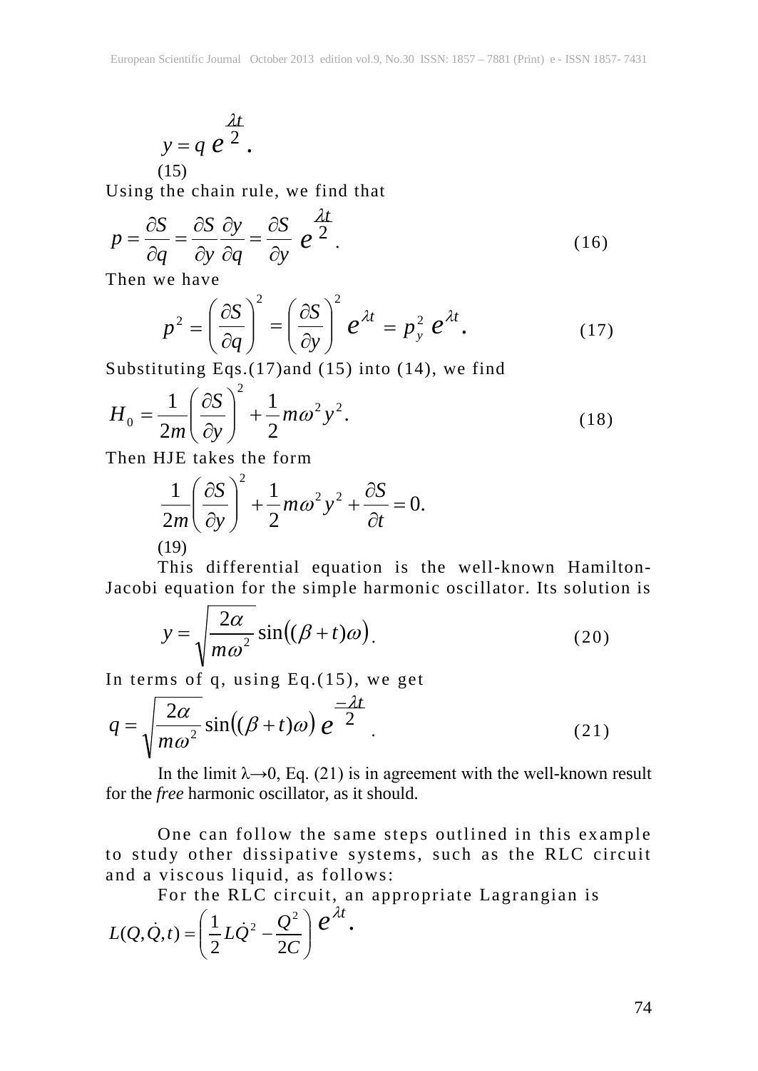$$y = q\, e^{\frac{\lambda t}{2}}. \tag{15}$$

Using the chain rule, we find that

$$p = \frac{\partial S}{\partial q} = \frac{\partial S}{\partial y}\frac{\partial y}{\partial q} = \frac{\partial S}{\partial y}\; e^{\frac{\lambda t}{2}}. \tag{16}$$

Then we have

$$p^2 = \left(\frac{\partial S}{\partial q}\right)^2 = \left(\frac{\partial S}{\partial y}\right)^2 e^{\lambda t} = p_y^2\, e^{\lambda t}. \tag{17}$$

Substituting Eqs.(17)and (15) into (14), we find

$$H_0 = \frac{1}{2m}\left(\frac{\partial S}{\partial y}\right)^2 + \frac{1}{2}m\omega^2 y^2. \tag{18}$$

Then HJE takes the form

$$\frac{1}{2m}\left(\frac{\partial S}{\partial y}\right)^2 + \frac{1}{2}m\omega^2 y^2 + \frac{\partial S}{\partial t} = 0. \tag{19}$$

This differential equation is the well-known Hamilton-Jacobi equation for the simple harmonic oscillator. Its solution is

$$y = \sqrt{\frac{2\alpha}{m\omega^2}}\sin\big((\beta + t)\omega\big). \tag{20}$$

In terms of q, using Eq.(15), we get

$$q = \sqrt{\frac{2\alpha}{m\omega^2}}\sin\big((\beta + t)\omega\big)\, e^{\frac{-\lambda t}{2}}. \tag{21}$$

In the limit $\lambda \to 0$, Eq. (21) is in agreement with the well-known result for the *free* harmonic oscillator, as it should.

One can follow the same steps outlined in this example to study other dissipative systems, such as the RLC circuit and a viscous liquid, as follows:

For the RLC circuit, an appropriate Lagrangian is

$$L(Q,\dot{Q},t) = \left(\frac{1}{2}L\dot{Q}^2 - \frac{Q^2}{2C}\right) e^{\lambda t}.$$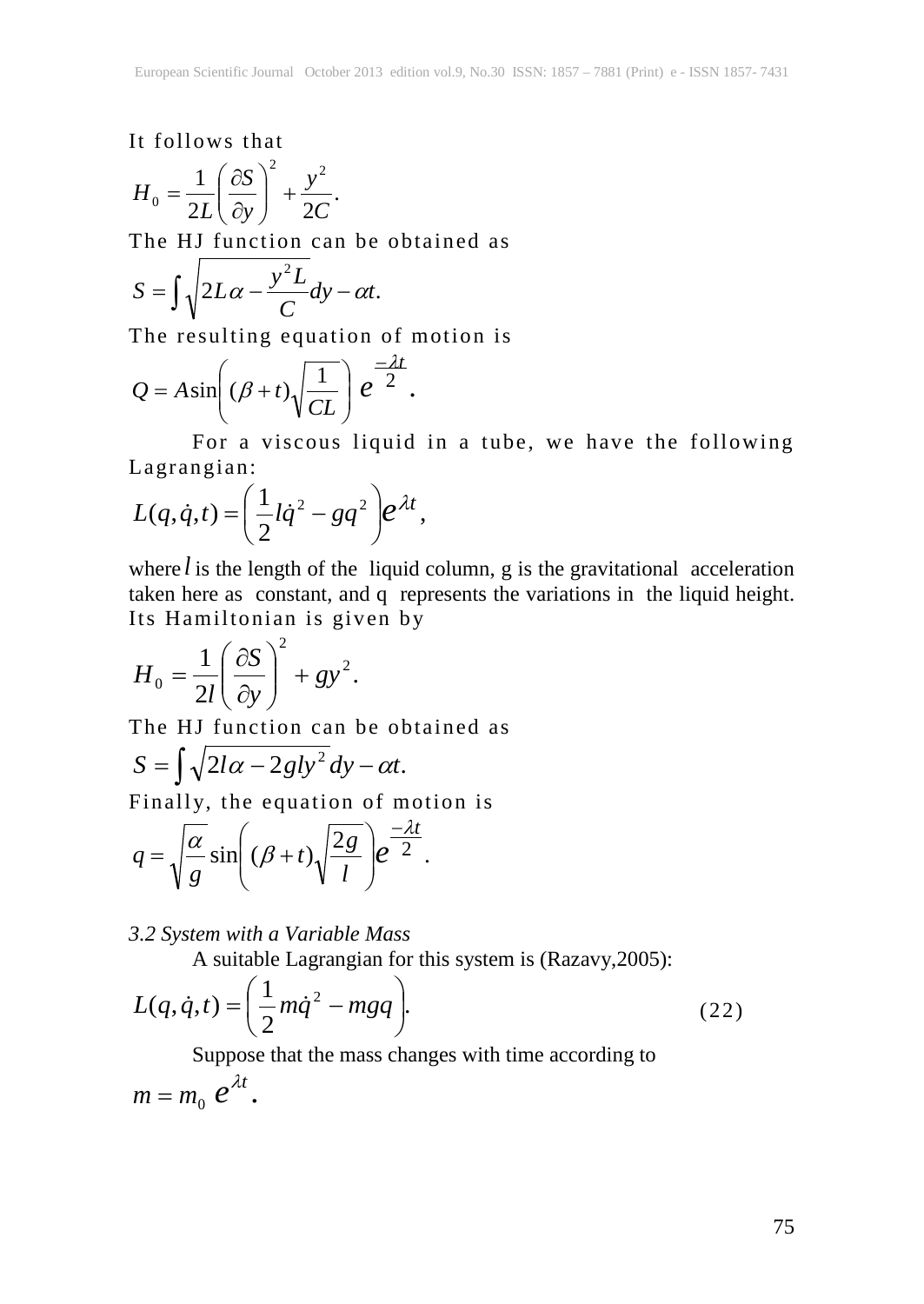It follows that

$$H_0 = \frac{1}{2L}\left(\frac{\partial S}{\partial y}\right)^2 + \frac{y^2}{2C}.$$

The HJ function can be obtained as

$$S = \int \sqrt{2L\alpha - \frac{y^2 L}{C}}dy - \alpha t.$$

The resulting equation of motion is

$$Q = A\sin\left((\beta + t)\sqrt{\frac{1}{CL}}\right) e^{\frac{-\lambda t}{2}}.$$

For a viscous liquid in a tube, we have the following Lagrangian:

$$L(q,\dot{q},t) = \left(\frac{1}{2}l\dot{q}^2 - gq^2\right)e^{\lambda t},$$

where $l$ is the length of the liquid column, g is the gravitational acceleration taken here as constant, and q represents the variations in the liquid height. Its Hamiltonian is given by

$$H_0 = \frac{1}{2l}\left(\frac{\partial S}{\partial y}\right)^2 + gy^2.$$

The HJ function can be obtained as

$$S = \int \sqrt{2l\alpha - 2gly^2}\,dy - \alpha t.$$

Finally, the equation of motion is

$$q = \sqrt{\frac{\alpha}{g}}\sin\left((\beta + t)\sqrt{\frac{2g}{l}}\right)e^{\frac{-\lambda t}{2}}.$$

### *3.2 System with a Variable Mass*

A suitable Lagrangian for this system is (Razavy,2005):

$$L(q,\dot{q},t) = \left(\frac{1}{2}m\dot{q}^2 - mgq\right). \tag{22}$$

Suppose that the mass changes with time according to

$$m = m_0\, e^{\lambda t}.$$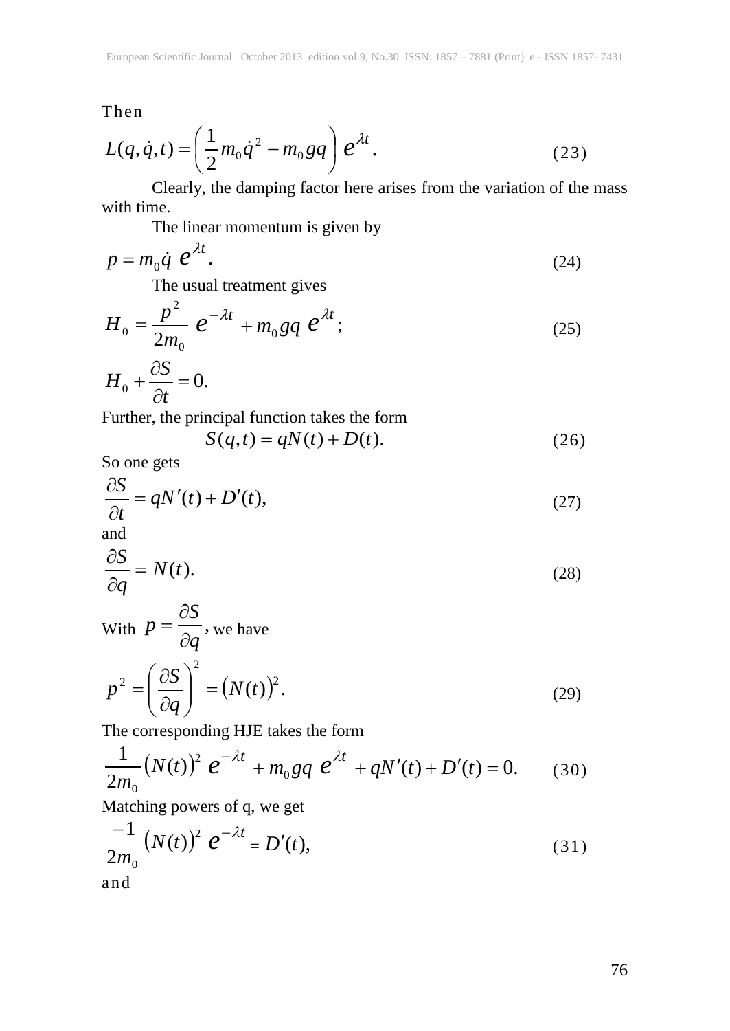Then

$$L(q,\dot{q},t) = \left(\frac{1}{2}m_0\dot{q}^2 - m_0 gq\right) e^{\lambda t}. \tag{23}$$

Clearly, the damping factor here arises from the variation of the mass with time.

The linear momentum is given by

$$p = m_0\dot{q}\, e^{\lambda t}. \tag{24}$$

The usual treatment gives

$$H_0 = \frac{p^2}{2m_0}\, e^{-\lambda t} + m_0 gq\, e^{\lambda t}; \tag{25}$$

$$H_0 + \frac{\partial S}{\partial t} = 0.$$

Further, the principal function takes the form

$$S(q,t) = qN(t) + D(t). \tag{26}$$

So one gets

$$\frac{\partial S}{\partial t} = qN'(t) + D'(t), \tag{27}$$

and

$$\frac{\partial S}{\partial q} = N(t). \tag{28}$$

With $p = \frac{\partial S}{\partial q}$, we have

$$p^2 = \left(\frac{\partial S}{\partial q}\right)^2 = \left(N(t)\right)^2. \tag{29}$$

The corresponding HJE takes the form

$$\frac{1}{2m_0}\left(N(t)\right)^2 e^{-\lambda t} + m_0 gq\, e^{\lambda t} + qN'(t) + D'(t) = 0. \tag{30}$$

Matching powers of q, we get

$$\frac{-1}{2m_0}\left(N(t)\right)^2 e^{-\lambda t} = D'(t), \tag{31}$$

and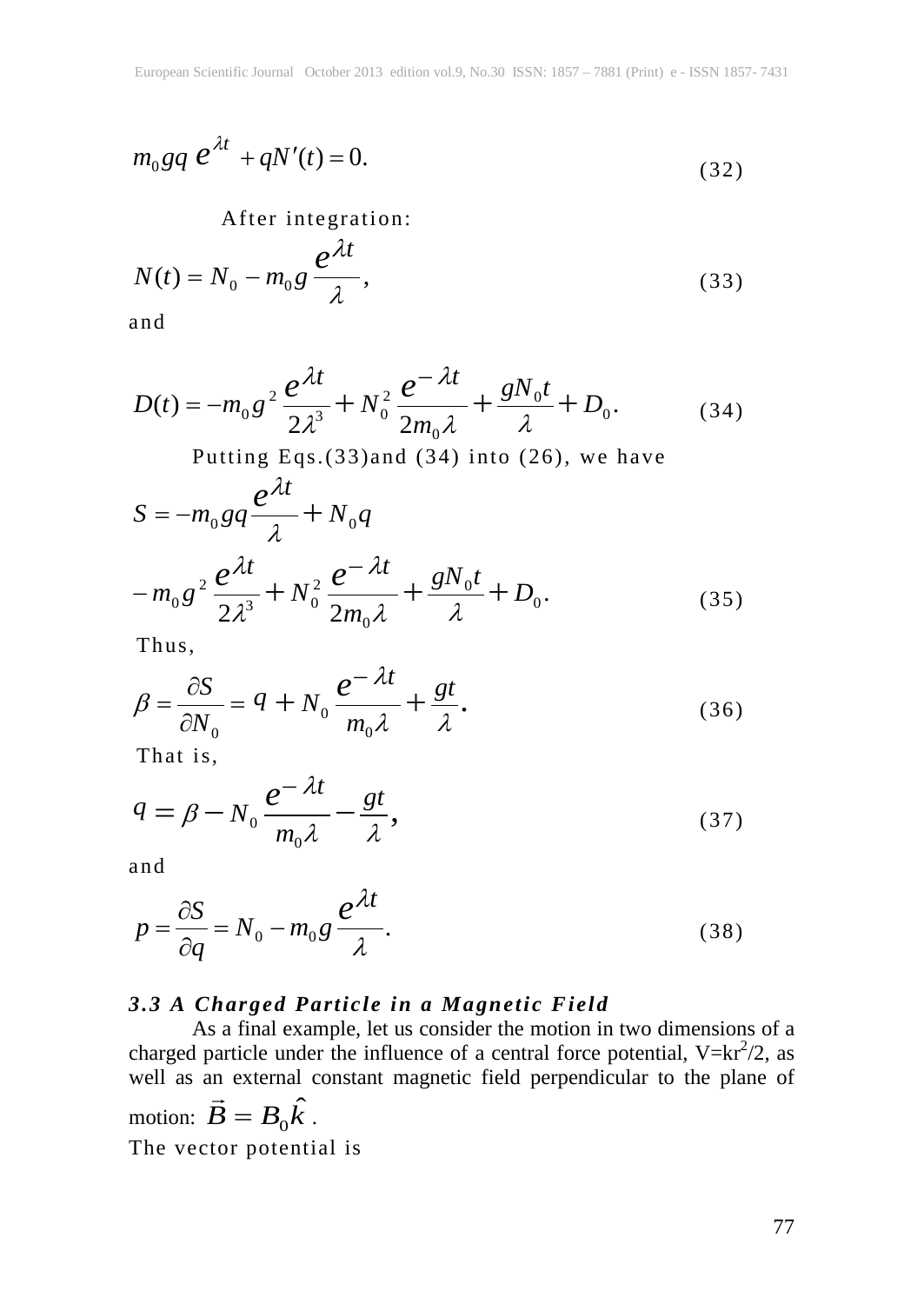$$m_0 gq\, e^{\lambda t} + qN'(t) = 0. \tag{32}$$

After integration:

$$N(t) = N_0 - m_0 g \frac{e^{\lambda t}}{\lambda}, \tag{33}$$

and

$$D(t) = -m_0 g^2 \frac{e^{\lambda t}}{2\lambda^3} + N_0^2 \frac{e^{-\lambda t}}{2m_0\lambda} + \frac{gN_0 t}{\lambda} + D_0. \tag{34}$$

Putting Eqs.(33)and (34) into (26), we have

$$S = -m_0 gq \frac{e^{\lambda t}}{\lambda} + N_0 q$$

$$-m_0 g^2 \frac{e^{\lambda t}}{2\lambda^3} + N_0^2 \frac{e^{-\lambda t}}{2m_0\lambda} + \frac{gN_0 t}{\lambda} + D_0. \tag{35}$$

Thus,

$$\beta = \frac{\partial S}{\partial N_0} = q + N_0 \frac{e^{-\lambda t}}{m_0\lambda} + \frac{gt}{\lambda}. \tag{36}$$

That is,

$$q = \beta - N_0 \frac{e^{-\lambda t}}{m_0\lambda} - \frac{gt}{\lambda}, \tag{37}$$

and

$$p = \frac{\partial S}{\partial q} = N_0 - m_0 g \frac{e^{\lambda t}}{\lambda}. \tag{38}$$

### *3.3 A Charged Particle in a Magnetic Field*

As a final example, let us consider the motion in two dimensions of a charged particle under the influence of a central force potential, $V=kr^2/2$, as well as an external constant magnetic field perpendicular to the plane of motion: $\vec{B} = B_0 \hat{k}$.

The vector potential is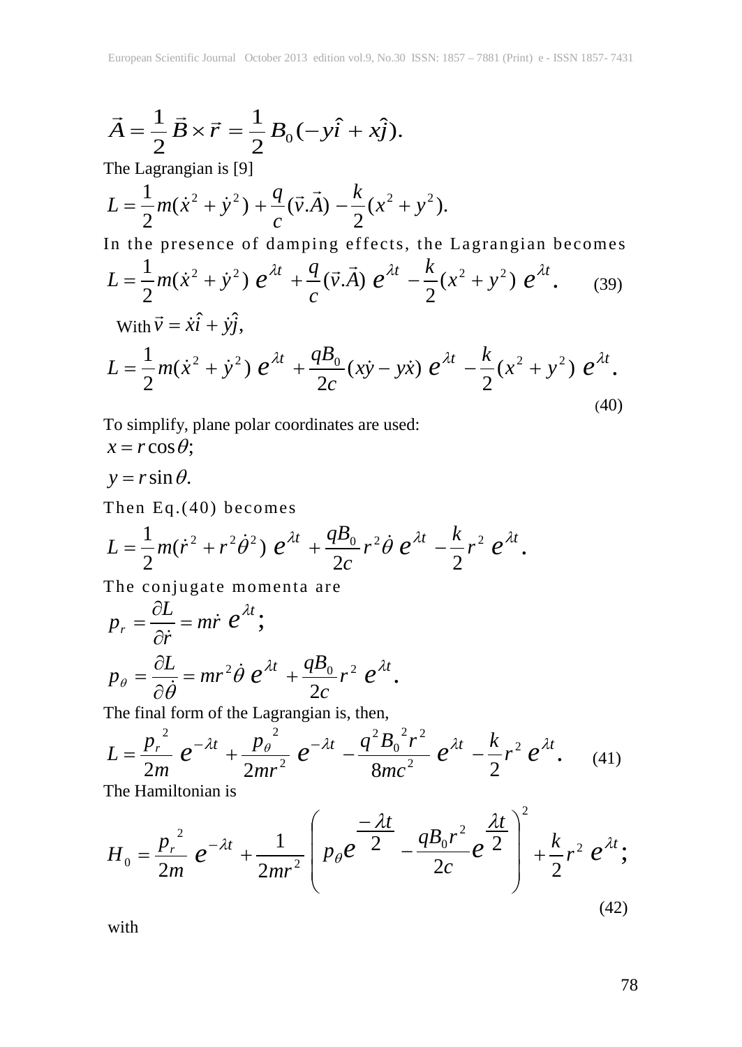$$\vec{A} = \frac{1}{2}\vec{B}\times\vec{r} = \frac{1}{2}B_0(-y\hat{i} + x\hat{j}).$$

The Lagrangian is [9]

$$L = \frac{1}{2}m(\dot{x}^2 + \dot{y}^2) + \frac{q}{c}(\vec{v}.\vec{A}) - \frac{k}{2}(x^2 + y^2).$$

In the presence of damping effects, the Lagrangian becomes

$$L = \frac{1}{2}m(\dot{x}^2 + \dot{y}^2)\, e^{\lambda t} + \frac{q}{c}(\vec{v}.\vec{A})\, e^{\lambda t} - \frac{k}{2}(x^2 + y^2)\, e^{\lambda t}. \qquad (39)$$

With $\vec{v} = \dot{x}\hat{i} + \dot{y}\hat{j}$,

$$L = \frac{1}{2}m(\dot{x}^2 + \dot{y}^2)\, e^{\lambda t} + \frac{qB_0}{2c}(x\dot{y} - y\dot{x})\, e^{\lambda t} - \frac{k}{2}(x^2 + y^2)\, e^{\lambda t}. \qquad (40)$$

To simplify, plane polar coordinates are used:

$x = r\cos\theta;$

$y = r\sin\theta.$

Then Eq.(40) becomes

$$L = \frac{1}{2}m(\dot{r}^2 + r^2\dot{\theta}^2)\, e^{\lambda t} + \frac{qB_0}{2c}r^2\dot{\theta}\, e^{\lambda t} - \frac{k}{2}r^2\, e^{\lambda t}.$$

The conjugate momenta are

$$p_r = \frac{\partial L}{\partial \dot{r}} = m\dot{r}\, e^{\lambda t};$$

$$p_\theta = \frac{\partial L}{\partial \dot{\theta}} = mr^2\dot{\theta}\, e^{\lambda t} + \frac{qB_0}{2c}r^2\, e^{\lambda t}.$$

The final form of the Lagrangian is, then,

$$L = \frac{p_r^{\ 2}}{2m}\, e^{-\lambda t} + \frac{p_\theta^{\ 2}}{2mr^2}\, e^{-\lambda t} - \frac{q^2 B_0^{\ 2} r^2}{8mc^2}\, e^{\lambda t} - \frac{k}{2}r^2\, e^{\lambda t}. \qquad (41)$$

The Hamiltonian is

$$H_0 = \frac{p_r^{\ 2}}{2m}\, e^{-\lambda t} + \frac{1}{2mr^2}\left( p_\theta e^{\frac{-\lambda t}{2}} - \frac{qB_0 r^2}{2c} e^{\frac{\lambda t}{2}} \right)^2 + \frac{k}{2}r^2\, e^{\lambda t}; \qquad (42)$$

with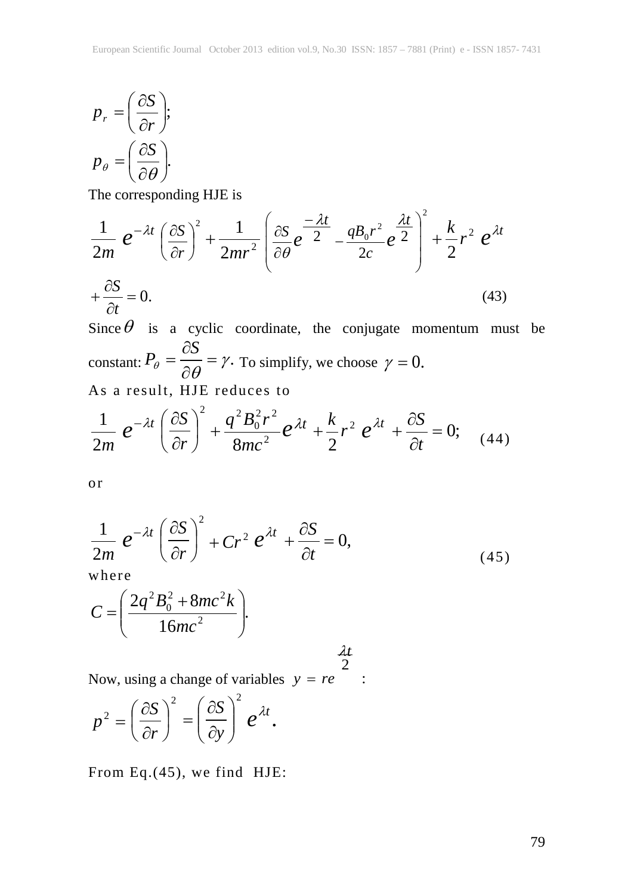$$p_r = \left(\frac{\partial S}{\partial r}\right);$$

$$p_\theta = \left(\frac{\partial S}{\partial \theta}\right).$$

The corresponding HJE is

$$\frac{1}{2m}\, e^{-\lambda t}\left(\frac{\partial S}{\partial r}\right)^2 + \frac{1}{2mr^2}\left(\frac{\partial S}{\partial \theta} e^{\frac{-\lambda t}{2}} - \frac{qB_0 r^2}{2c} e^{\frac{\lambda t}{2}}\right)^2 + \frac{k}{2} r^2\, e^{\lambda t}$$

$$+ \frac{\partial S}{\partial t} = 0. \tag{43}$$

Since $\theta$ is a cyclic coordinate, the conjugate momentum must be constant: $P_\theta = \dfrac{\partial S}{\partial \theta} = \gamma$. To simplify, we choose $\gamma = 0$.

As a result, HJE reduces to

$$\frac{1}{2m}\, e^{-\lambda t}\left(\frac{\partial S}{\partial r}\right)^2 + \frac{q^2 B_0^2 r^2}{8mc^2} e^{\lambda t} + \frac{k}{2} r^2\, e^{\lambda t} + \frac{\partial S}{\partial t} = 0; \tag{44}$$

or

$$\frac{1}{2m}\, e^{-\lambda t}\left(\frac{\partial S}{\partial r}\right)^2 + Cr^2\, e^{\lambda t} + \frac{\partial S}{\partial t} = 0, \tag{45}$$

where

$$C = \left(\frac{2q^2 B_0^2 + 8mc^2 k}{16mc^2}\right).$$

Now, using a change of variables $y = re^{\frac{\lambda t}{2}}$:

$$p^2 = \left(\frac{\partial S}{\partial r}\right)^2 = \left(\frac{\partial S}{\partial y}\right)^2 e^{\lambda t}.$$

From Eq.(45), we find HJE: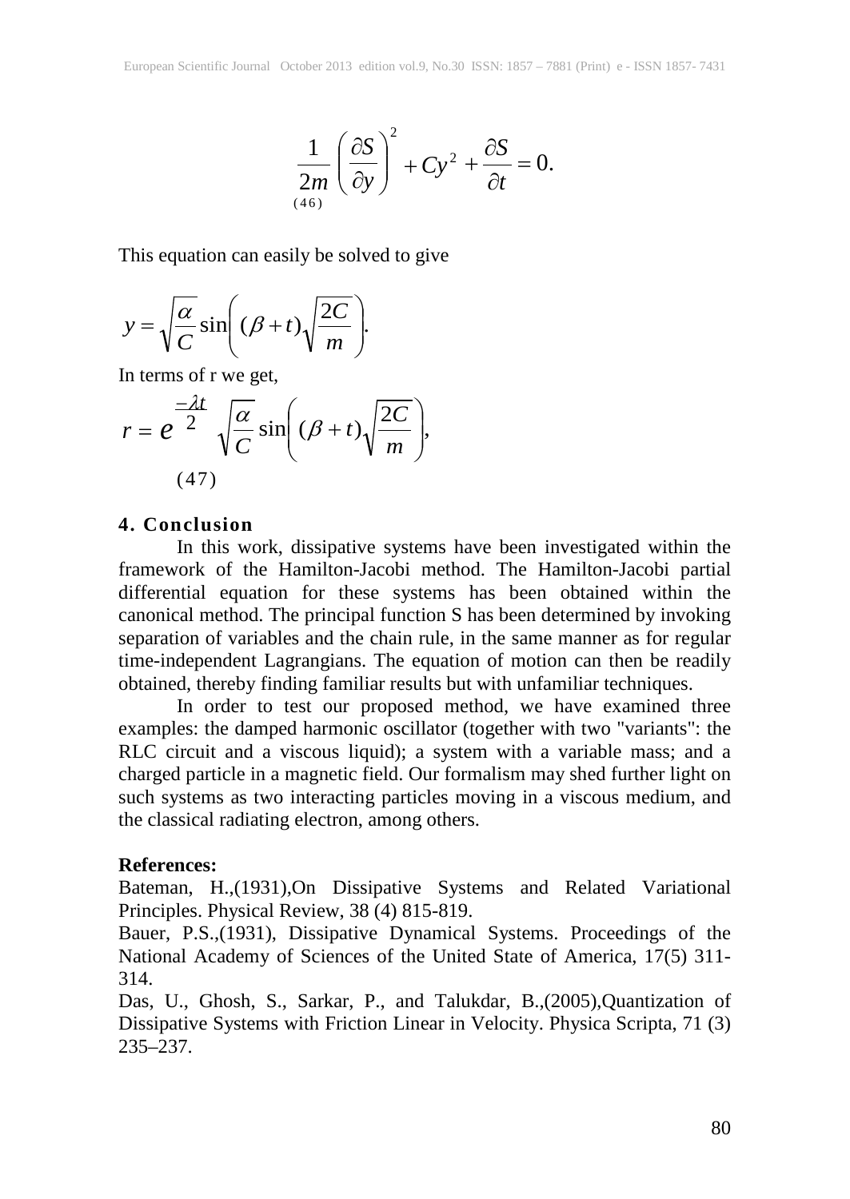$$\frac{1}{2m}\left(\frac{\partial S}{\partial y}\right)^2 + Cy^2 + \frac{\partial S}{\partial t} = 0. \tag{46}$$

This equation can easily be solved to give

$$y = \sqrt{\frac{\alpha}{C}}\sin\left((\beta + t)\sqrt{\frac{2C}{m}}\right).$$

In terms of r we get,

$$r = e^{\frac{-\lambda t}{2}}\sqrt{\frac{\alpha}{C}}\sin\left((\beta + t)\sqrt{\frac{2C}{m}}\right), \tag{47}$$

## 4. Conclusion

In this work, dissipative systems have been investigated within the framework of the Hamilton-Jacobi method. The Hamilton-Jacobi partial differential equation for these systems has been obtained within the canonical method. The principal function S has been determined by invoking separation of variables and the chain rule, in the same manner as for regular time-independent Lagrangians. The equation of motion can then be readily obtained, thereby finding familiar results but with unfamiliar techniques.

In order to test our proposed method, we have examined three examples: the damped harmonic oscillator (together with two "variants": the RLC circuit and a viscous liquid); a system with a variable mass; and a charged particle in a magnetic field. Our formalism may shed further light on such systems as two interacting particles moving in a viscous medium, and the classical radiating electron, among others.

**References:**

Bateman, H.,(1931),On Dissipative Systems and Related Variational Principles. Physical Review, 38 (4) 815-819.

Bauer, P.S.,(1931), Dissipative Dynamical Systems. Proceedings of the National Academy of Sciences of the United State of America, 17(5) 311-314.

Das, U., Ghosh, S., Sarkar, P., and Talukdar, B.,(2005),Quantization of Dissipative Systems with Friction Linear in Velocity. Physica Scripta, 71 (3) 235–237.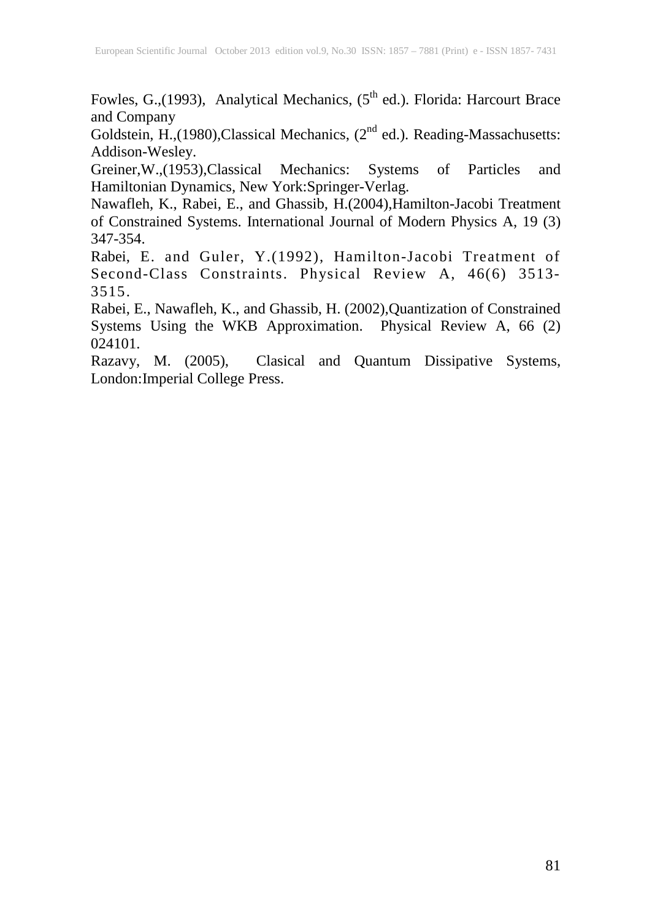Fowles, G.,(1993), Analytical Mechanics, (5th ed.). Florida: Harcourt Brace and Company

Goldstein, H.,(1980),Classical Mechanics, (2nd ed.). Reading-Massachusetts: Addison-Wesley.

Greiner,W.,(1953),Classical Mechanics: Systems of Particles and Hamiltonian Dynamics, New York:Springer-Verlag.

Nawafleh, K., Rabei, E., and Ghassib, H.(2004),Hamilton-Jacobi Treatment of Constrained Systems. International Journal of Modern Physics A, 19 (3) 347-354.

Rabei, E. and Guler, Y.(1992), Hamilton-Jacobi Treatment of Second-Class Constraints. Physical Review A, 46(6) 3513-3515.

Rabei, E., Nawafleh, K., and Ghassib, H. (2002),Quantization of Constrained Systems Using the WKB Approximation. Physical Review A, 66 (2) 024101.

Razavy, M. (2005), Clasical and Quantum Dissipative Systems, London:Imperial College Press.